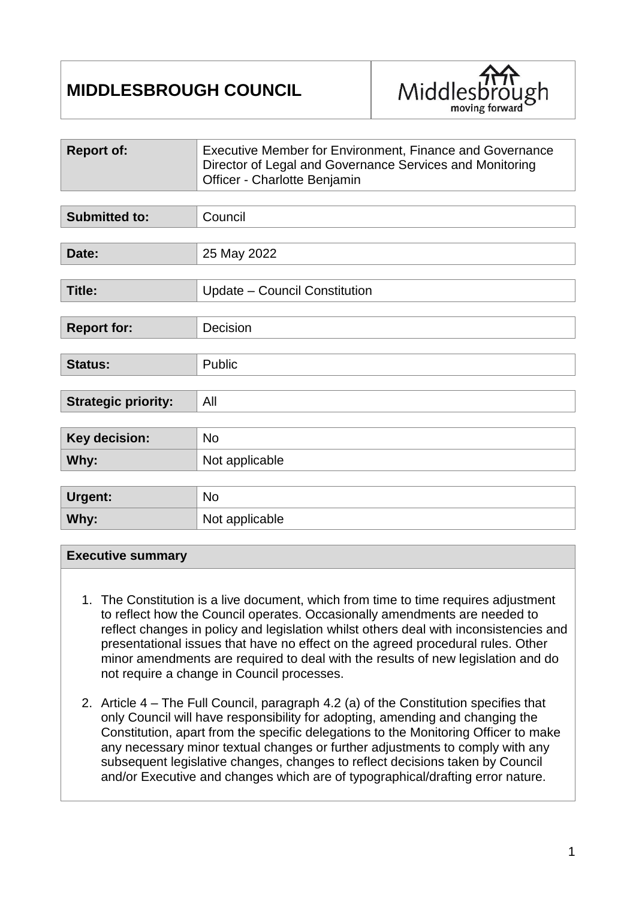| **MIDDLESBROUGH COUNCIL** | Middlesbrough moving forward |
|---|---|

| | |
|---|---|
| **Report of:** | Executive Member for Environment, Finance and Governance<br>Director of Legal and Governance Services and Monitoring Officer - Charlotte Benjamin |

| | |
|---|---|
| **Submitted to:** | Council |

| | |
|---|---|
| **Date:** | 25 May 2022 |

| | |
|---|---|
| **Title:** | Update – Council Constitution |

| | |
|---|---|
| **Report for:** | Decision |

| | |
|---|---|
| **Status:** | Public |

| | |
|---|---|
| **Strategic priority:** | All |

| | |
|---|---|
| **Key decision:** | No |
| **Why:** | Not applicable |

| | |
|---|---|
| **Urgent:** | No |
| **Why:** | Not applicable |

**Executive summary**

1. The Constitution is a live document, which from time to time requires adjustment to reflect how the Council operates. Occasionally amendments are needed to reflect changes in policy and legislation whilst others deal with inconsistencies and presentational issues that have no effect on the agreed procedural rules. Other minor amendments are required to deal with the results of new legislation and do not require a change in Council processes.

2. Article 4 – The Full Council, paragraph 4.2 (a) of the Constitution specifies that only Council will have responsibility for adopting, amending and changing the Constitution, apart from the specific delegations to the Monitoring Officer to make any necessary minor textual changes or further adjustments to comply with any subsequent legislative changes, changes to reflect decisions taken by Council and/or Executive and changes which are of typographical/drafting error nature.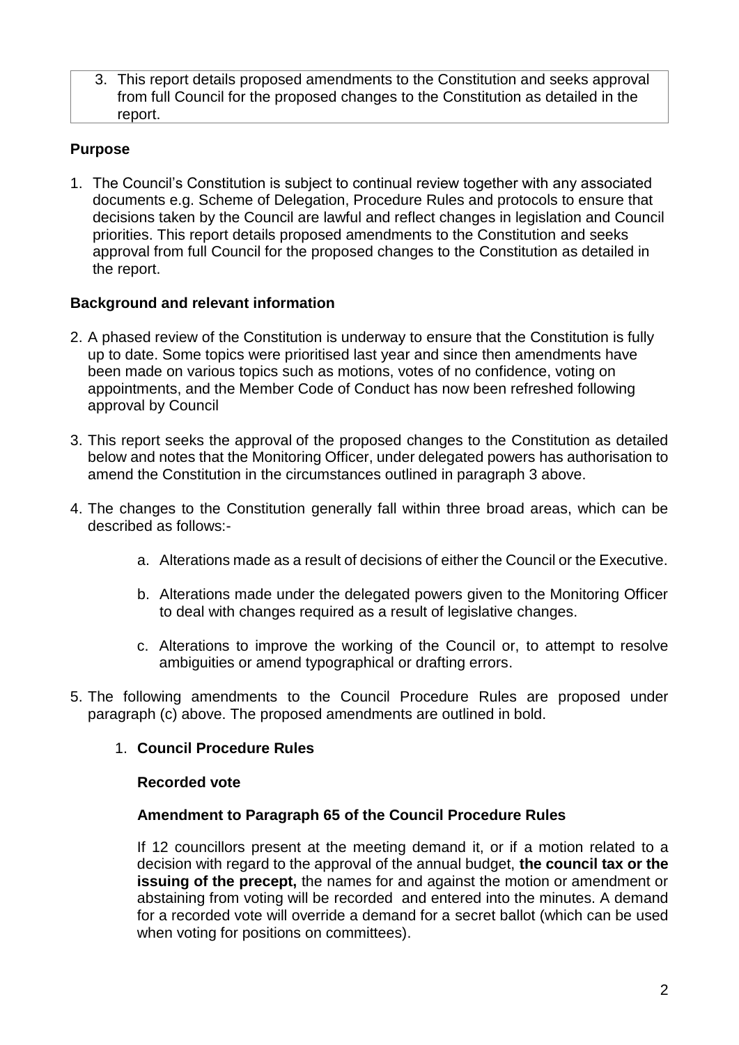3. This report details proposed amendments to the Constitution and seeks approval from full Council for the proposed changes to the Constitution as detailed in the report.

## Purpose

1. The Council's Constitution is subject to continual review together with any associated documents e.g. Scheme of Delegation, Procedure Rules and protocols to ensure that decisions taken by the Council are lawful and reflect changes in legislation and Council priorities. This report details proposed amendments to the Constitution and seeks approval from full Council for the proposed changes to the Constitution as detailed in the report.

## Background and relevant information

2. A phased review of the Constitution is underway to ensure that the Constitution is fully up to date. Some topics were prioritised last year and since then amendments have been made on various topics such as motions, votes of no confidence, voting on appointments, and the Member Code of Conduct has now been refreshed following approval by Council

3. This report seeks the approval of the proposed changes to the Constitution as detailed below and notes that the Monitoring Officer, under delegated powers has authorisation to amend the Constitution in the circumstances outlined in paragraph 3 above.

4. The changes to the Constitution generally fall within three broad areas, which can be described as follows:-

   a. Alterations made as a result of decisions of either the Council or the Executive.

   b. Alterations made under the delegated powers given to the Monitoring Officer to deal with changes required as a result of legislative changes.

   c. Alterations to improve the working of the Council or, to attempt to resolve ambiguities or amend typographical or drafting errors.

5. The following amendments to the Council Procedure Rules are proposed under paragraph (c) above. The proposed amendments are outlined in bold.

   1. **Council Procedure Rules**

   **Recorded vote**

   **Amendment to Paragraph 65 of the Council Procedure Rules**

   If 12 councillors present at the meeting demand it, or if a motion related to a decision with regard to the approval of the annual budget, **the council tax or the issuing of the precept,** the names for and against the motion or amendment or abstaining from voting will be recorded and entered into the minutes. A demand for a recorded vote will override a demand for a secret ballot (which can be used when voting for positions on committees).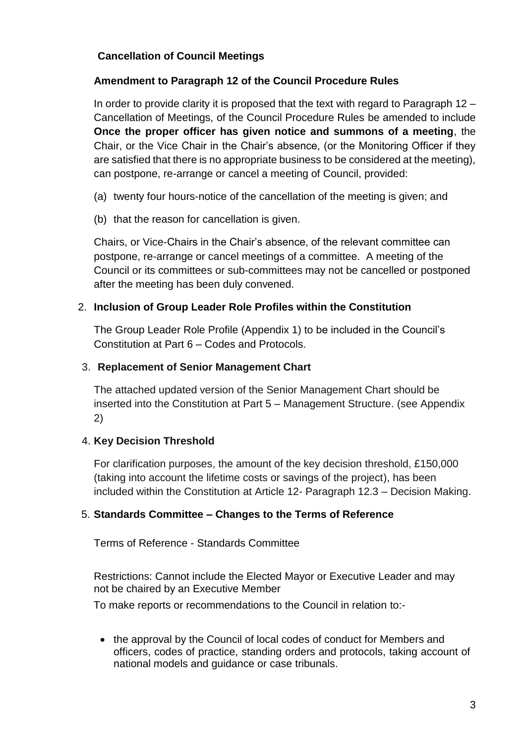**Cancellation of Council Meetings**

**Amendment to Paragraph 12 of the Council Procedure Rules**

In order to provide clarity it is proposed that the text with regard to Paragraph 12 – Cancellation of Meetings, of the Council Procedure Rules be amended to include **Once the proper officer has given notice and summons of a meeting**, the Chair, or the Vice Chair in the Chair's absence, (or the Monitoring Officer if they are satisfied that there is no appropriate business to be considered at the meeting), can postpone, re-arrange or cancel a meeting of Council, provided:

(a) twenty four hours-notice of the cancellation of the meeting is given; and

(b) that the reason for cancellation is given.

Chairs, or Vice-Chairs in the Chair's absence, of the relevant committee can postpone, re-arrange or cancel meetings of a committee. A meeting of the Council or its committees or sub-committees may not be cancelled or postponed after the meeting has been duly convened.

2. **Inclusion of Group Leader Role Profiles within the Constitution**

The Group Leader Role Profile (Appendix 1) to be included in the Council's Constitution at Part 6 – Codes and Protocols.

3. **Replacement of Senior Management Chart**

The attached updated version of the Senior Management Chart should be inserted into the Constitution at Part 5 – Management Structure. (see Appendix 2)

4. **Key Decision Threshold**

For clarification purposes, the amount of the key decision threshold, £150,000 (taking into account the lifetime costs or savings of the project), has been included within the Constitution at Article 12- Paragraph 12.3 – Decision Making.

5. **Standards Committee – Changes to the Terms of Reference**

Terms of Reference - Standards Committee

Restrictions: Cannot include the Elected Mayor or Executive Leader and may not be chaired by an Executive Member

To make reports or recommendations to the Council in relation to:-

- the approval by the Council of local codes of conduct for Members and officers, codes of practice, standing orders and protocols, taking account of national models and guidance or case tribunals.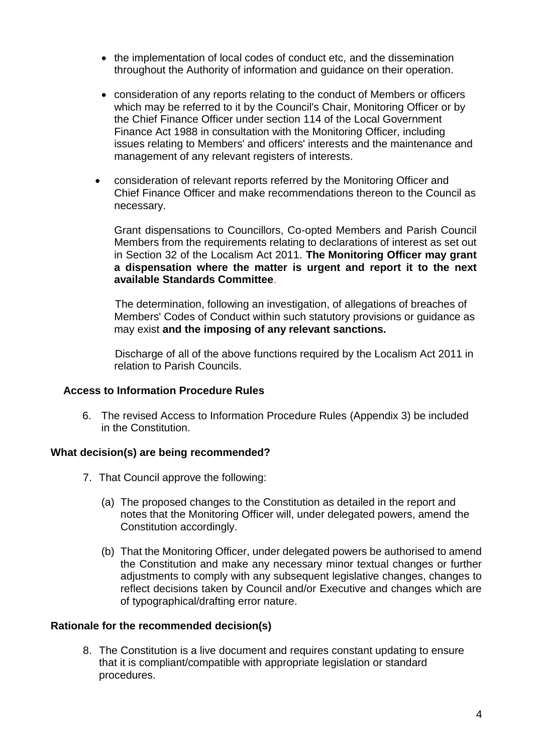- the implementation of local codes of conduct etc, and the dissemination throughout the Authority of information and guidance on their operation.
- consideration of any reports relating to the conduct of Members or officers which may be referred to it by the Council's Chair, Monitoring Officer or by the Chief Finance Officer under section 114 of the Local Government Finance Act 1988 in consultation with the Monitoring Officer, including issues relating to Members' and officers' interests and the maintenance and management of any relevant registers of interests.
- consideration of relevant reports referred by the Monitoring Officer and Chief Finance Officer and make recommendations thereon to the Council as necessary.

  Grant dispensations to Councillors, Co-opted Members and Parish Council Members from the requirements relating to declarations of interest as set out in Section 32 of the Localism Act 2011. **The Monitoring Officer may grant a dispensation where the matter is urgent and report it to the next available Standards Committee**.

  The determination, following an investigation, of allegations of breaches of Members' Codes of Conduct within such statutory provisions or guidance as may exist **and the imposing of any relevant sanctions.**

  Discharge of all of the above functions required by the Localism Act 2011 in relation to Parish Councils.

**Access to Information Procedure Rules**

6. The revised Access to Information Procedure Rules (Appendix 3) be included in the Constitution.

## What decision(s) are being recommended?

7. That Council approve the following:

   (a) The proposed changes to the Constitution as detailed in the report and notes that the Monitoring Officer will, under delegated powers, amend the Constitution accordingly.

   (b) That the Monitoring Officer, under delegated powers be authorised to amend the Constitution and make any necessary minor textual changes or further adjustments to comply with any subsequent legislative changes, changes to reflect decisions taken by Council and/or Executive and changes which are of typographical/drafting error nature.

## Rationale for the recommended decision(s)

8. The Constitution is a live document and requires constant updating to ensure that it is compliant/compatible with appropriate legislation or standard procedures.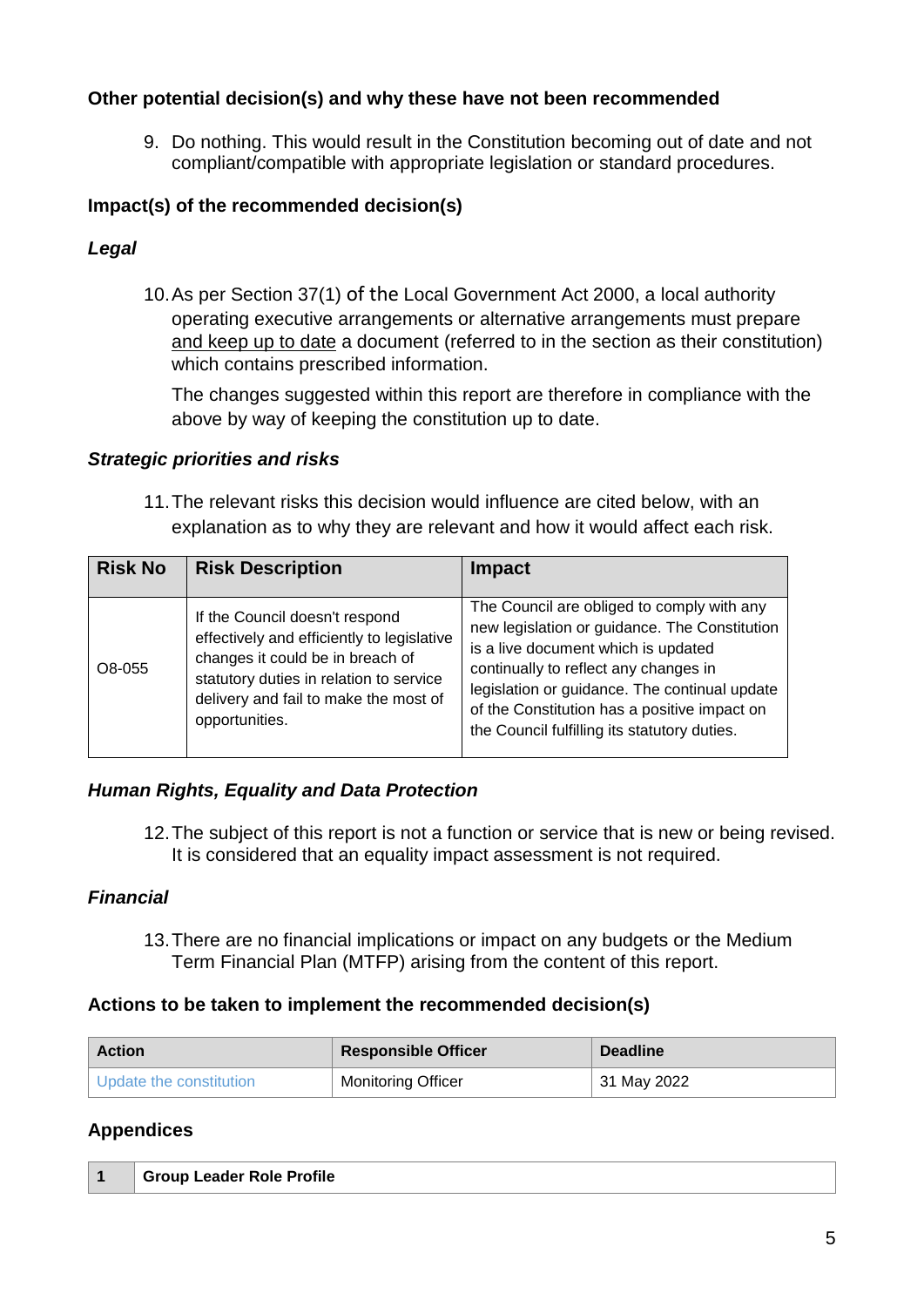### Other potential decision(s) and why these have not been recommended

9. Do nothing. This would result in the Constitution becoming out of date and not compliant/compatible with appropriate legislation or standard procedures.

### Impact(s) of the recommended decision(s)

#### *Legal*

10. As per Section 37(1) of the Local Government Act 2000, a local authority operating executive arrangements or alternative arrangements must prepare and keep up to date a document (referred to in the section as their constitution) which contains prescribed information.

    The changes suggested within this report are therefore in compliance with the above by way of keeping the constitution up to date.

#### *Strategic priorities and risks*

11. The relevant risks this decision would influence are cited below, with an explanation as to why they are relevant and how it would affect each risk.

| Risk No | Risk Description | Impact |
|---|---|---|
| O8-055 | If the Council doesn't respond effectively and efficiently to legislative changes it could be in breach of statutory duties in relation to service delivery and fail to make the most of opportunities. | The Council are obliged to comply with any new legislation or guidance. The Constitution is a live document which is updated continually to reflect any changes in legislation or guidance. The continual update of the Constitution has a positive impact on the Council fulfilling its statutory duties. |

#### *Human Rights, Equality and Data Protection*

12. The subject of this report is not a function or service that is new or being revised. It is considered that an equality impact assessment is not required.

#### *Financial*

13. There are no financial implications or impact on any budgets or the Medium Term Financial Plan (MTFP) arising from the content of this report.

### Actions to be taken to implement the recommended decision(s)

| Action | Responsible Officer | Deadline |
|---|---|---|
| Update the constitution | Monitoring Officer | 31 May 2022 |

### Appendices

| 1 | Group Leader Role Profile |
|---|---|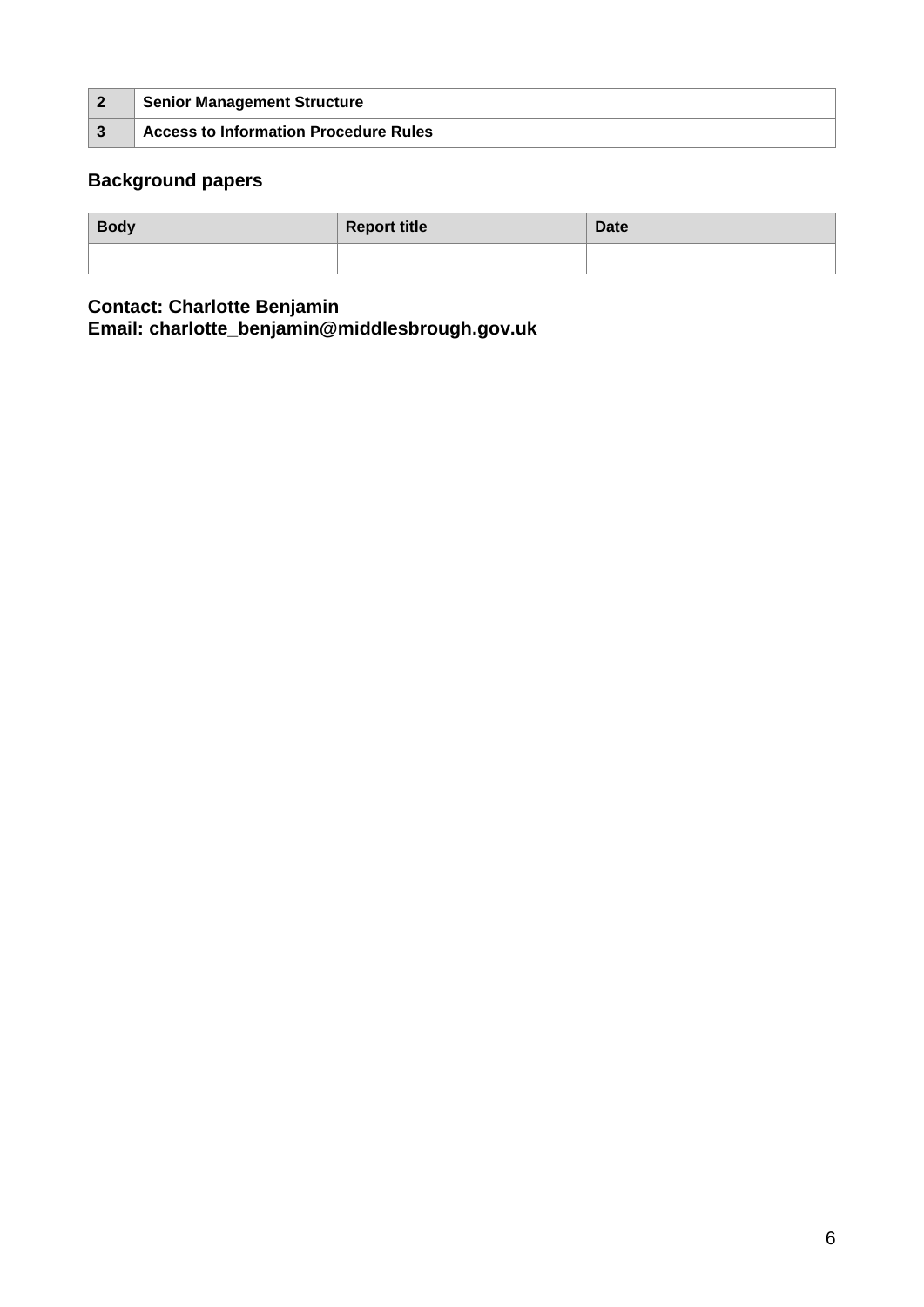| | |
|---|---|
| **2** | **Senior Management Structure** |
| **3** | **Access to Information Procedure Rules** |

## Background papers

| Body | Report title | Date |
|---|---|---|
| | | |

**Contact: Charlotte Benjamin**
**Email: charlotte_benjamin@middlesbrough.gov.uk**